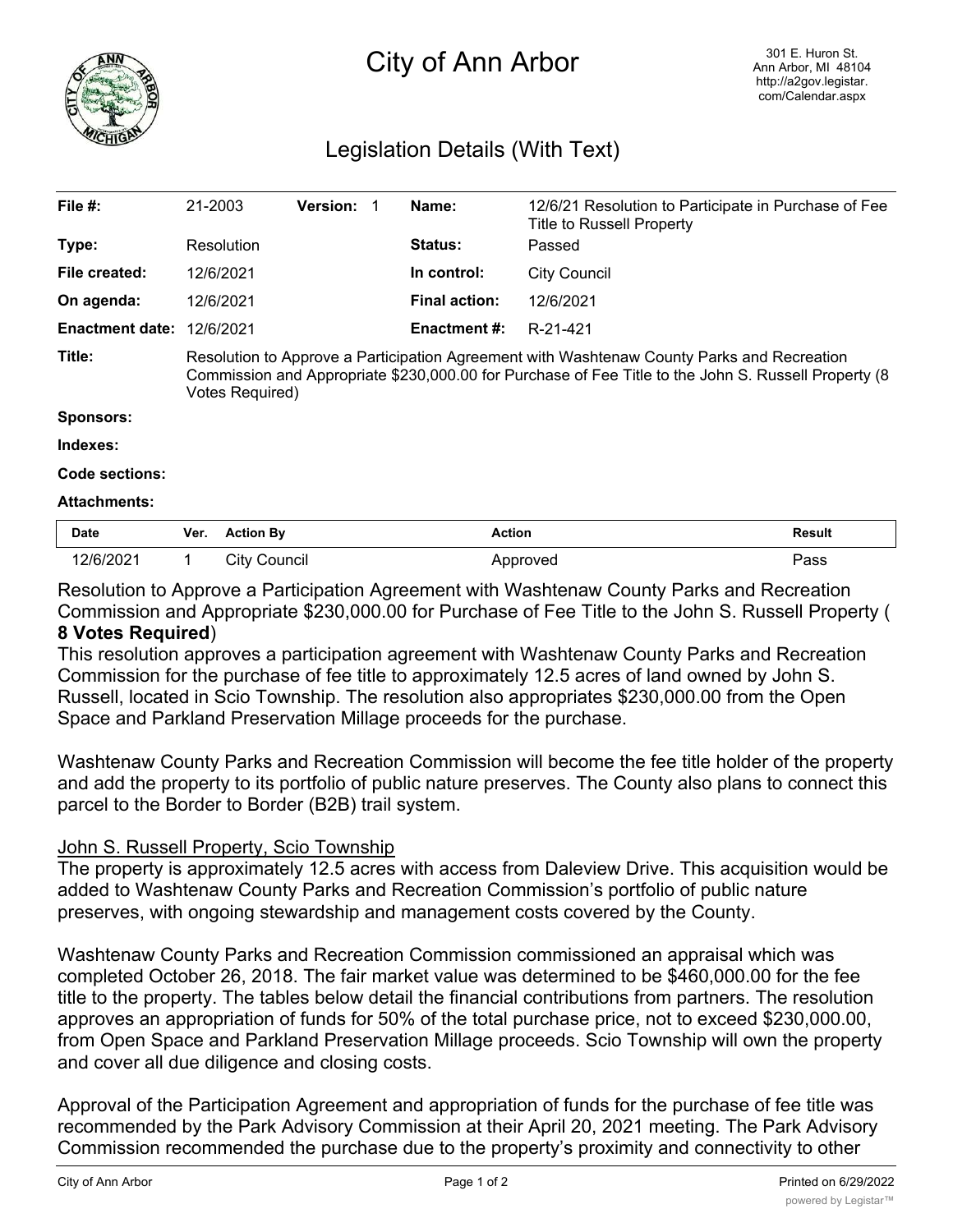# City of Ann Arbor

301 E. Huron St.
Ann Arbor, MI 48104
http://a2gov.legistar.com/Calendar.aspx

## Legislation Details (With Text)

| | | | | | |
|---|---|---|---|---|---|
| **File #:** | 21-2003 | **Version:** 1 | **Name:** | 12/6/21 Resolution to Participate in Purchase of Fee Title to Russell Property |
| **Type:** | Resolution | | **Status:** | Passed |
| **File created:** | 12/6/2021 | | **In control:** | City Council |
| **On agenda:** | 12/6/2021 | | **Final action:** | 12/6/2021 |
| **Enactment date:** | 12/6/2021 | | **Enactment #:** | R-21-421 |

**Title:** Resolution to Approve a Participation Agreement with Washtenaw County Parks and Recreation Commission and Appropriate $230,000.00 for Purchase of Fee Title to the John S. Russell Property (8 Votes Required)

**Sponsors:**

**Indexes:**

**Code sections:**

**Attachments:**

| Date | Ver. | Action By | Action | Result |
|---|---|---|---|---|
| 12/6/2021 | 1 | City Council | Approved | Pass |

Resolution to Approve a Participation Agreement with Washtenaw County Parks and Recreation Commission and Appropriate $230,000.00 for Purchase of Fee Title to the John S. Russell Property (**8 Votes Required**)

This resolution approves a participation agreement with Washtenaw County Parks and Recreation Commission for the purchase of fee title to approximately 12.5 acres of land owned by John S. Russell, located in Scio Township. The resolution also appropriates $230,000.00 from the Open Space and Parkland Preservation Millage proceeds for the purchase.

Washtenaw County Parks and Recreation Commission will become the fee title holder of the property and add the property to its portfolio of public nature preserves. The County also plans to connect this parcel to the Border to Border (B2B) trail system.

John S. Russell Property, Scio Township

The property is approximately 12.5 acres with access from Daleview Drive. This acquisition would be added to Washtenaw County Parks and Recreation Commission's portfolio of public nature preserves, with ongoing stewardship and management costs covered by the County.

Washtenaw County Parks and Recreation Commission commissioned an appraisal which was completed October 26, 2018. The fair market value was determined to be $460,000.00 for the fee title to the property. The tables below detail the financial contributions from partners. The resolution approves an appropriation of funds for 50% of the total purchase price, not to exceed $230,000.00, from Open Space and Parkland Preservation Millage proceeds. Scio Township will own the property and cover all due diligence and closing costs.

Approval of the Participation Agreement and appropriation of funds for the purchase of fee title was recommended by the Park Advisory Commission at their April 20, 2021 meeting. The Park Advisory Commission recommended the purchase due to the property's proximity and connectivity to other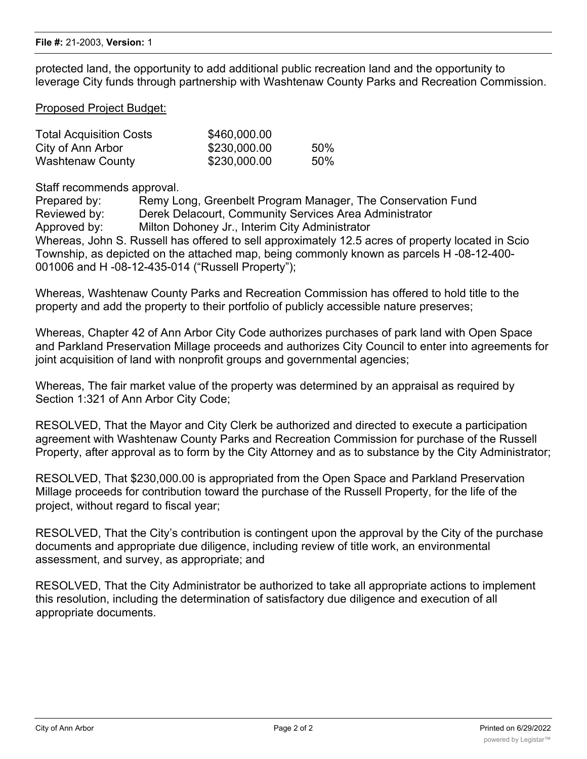protected land, the opportunity to add additional public recreation land and the opportunity to leverage City funds through partnership with Washtenaw County Parks and Recreation Commission.

Proposed Project Budget:

| | | |
|---|---|---|
| Total Acquisition Costs | $460,000.00 | |
| City of Ann Arbor | $230,000.00 | 50% |
| Washtenaw County | $230,000.00 | 50% |

Staff recommends approval.

Prepared by: Remy Long, Greenbelt Program Manager, The Conservation Fund
Reviewed by: Derek Delacourt, Community Services Area Administrator
Approved by: Milton Dohoney Jr., Interim City Administrator

Whereas, John S. Russell has offered to sell approximately 12.5 acres of property located in Scio Township, as depicted on the attached map, being commonly known as parcels H -08-12-400-001006 and H -08-12-435-014 ("Russell Property");

Whereas, Washtenaw County Parks and Recreation Commission has offered to hold title to the property and add the property to their portfolio of publicly accessible nature preserves;

Whereas, Chapter 42 of Ann Arbor City Code authorizes purchases of park land with Open Space and Parkland Preservation Millage proceeds and authorizes City Council to enter into agreements for joint acquisition of land with nonprofit groups and governmental agencies;

Whereas, The fair market value of the property was determined by an appraisal as required by Section 1:321 of Ann Arbor City Code;

RESOLVED, That the Mayor and City Clerk be authorized and directed to execute a participation agreement with Washtenaw County Parks and Recreation Commission for purchase of the Russell Property, after approval as to form by the City Attorney and as to substance by the City Administrator;

RESOLVED, That $230,000.00 is appropriated from the Open Space and Parkland Preservation Millage proceeds for contribution toward the purchase of the Russell Property, for the life of the project, without regard to fiscal year;

RESOLVED, That the City's contribution is contingent upon the approval by the City of the purchase documents and appropriate due diligence, including review of title work, an environmental assessment, and survey, as appropriate; and

RESOLVED, That the City Administrator be authorized to take all appropriate actions to implement this resolution, including the determination of satisfactory due diligence and execution of all appropriate documents.